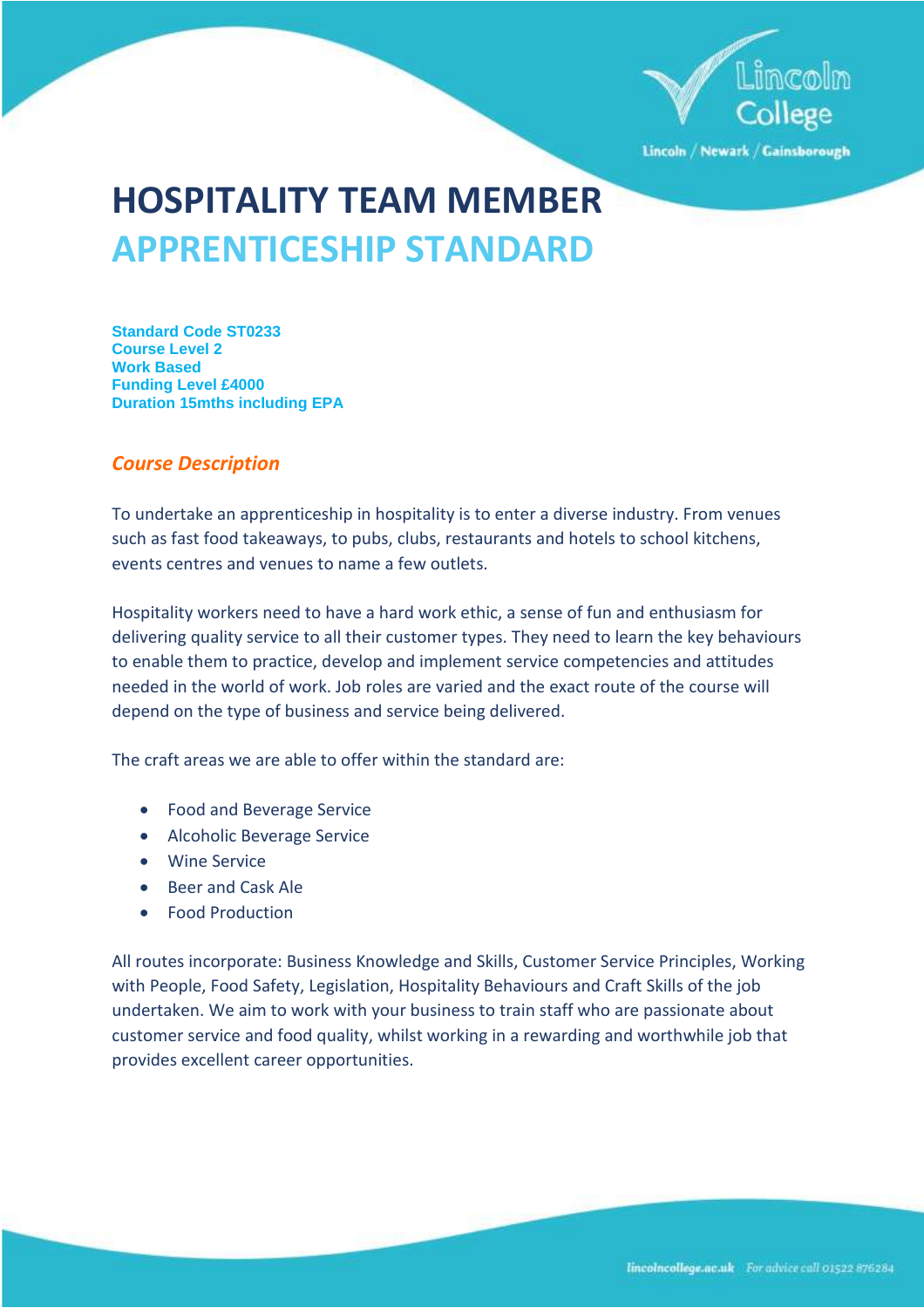# HOSPITALITY TEAM MEMBER
# APPRENTICESHIP STANDARD

**Standard Code ST0233**
**Course Level 2**
**Work Based**
**Funding Level £4000**
**Duration 15mths including EPA**

## *Course Description*

To undertake an apprenticeship in hospitality is to enter a diverse industry. From venues such as fast food takeaways, to pubs, clubs, restaurants and hotels to school kitchens, events centres and venues to name a few outlets.

Hospitality workers need to have a hard work ethic, a sense of fun and enthusiasm for delivering quality service to all their customer types. They need to learn the key behaviours to enable them to practice, develop and implement service competencies and attitudes needed in the world of work. Job roles are varied and the exact route of the course will depend on the type of business and service being delivered.

The craft areas we are able to offer within the standard are:

- Food and Beverage Service
- Alcoholic Beverage Service
- Wine Service
- Beer and Cask Ale
- Food Production

All routes incorporate: Business Knowledge and Skills, Customer Service Principles, Working with People, Food Safety, Legislation, Hospitality Behaviours and Craft Skills of the job undertaken. We aim to work with your business to train staff who are passionate about customer service and food quality, whilst working in a rewarding and worthwhile job that provides excellent career opportunities.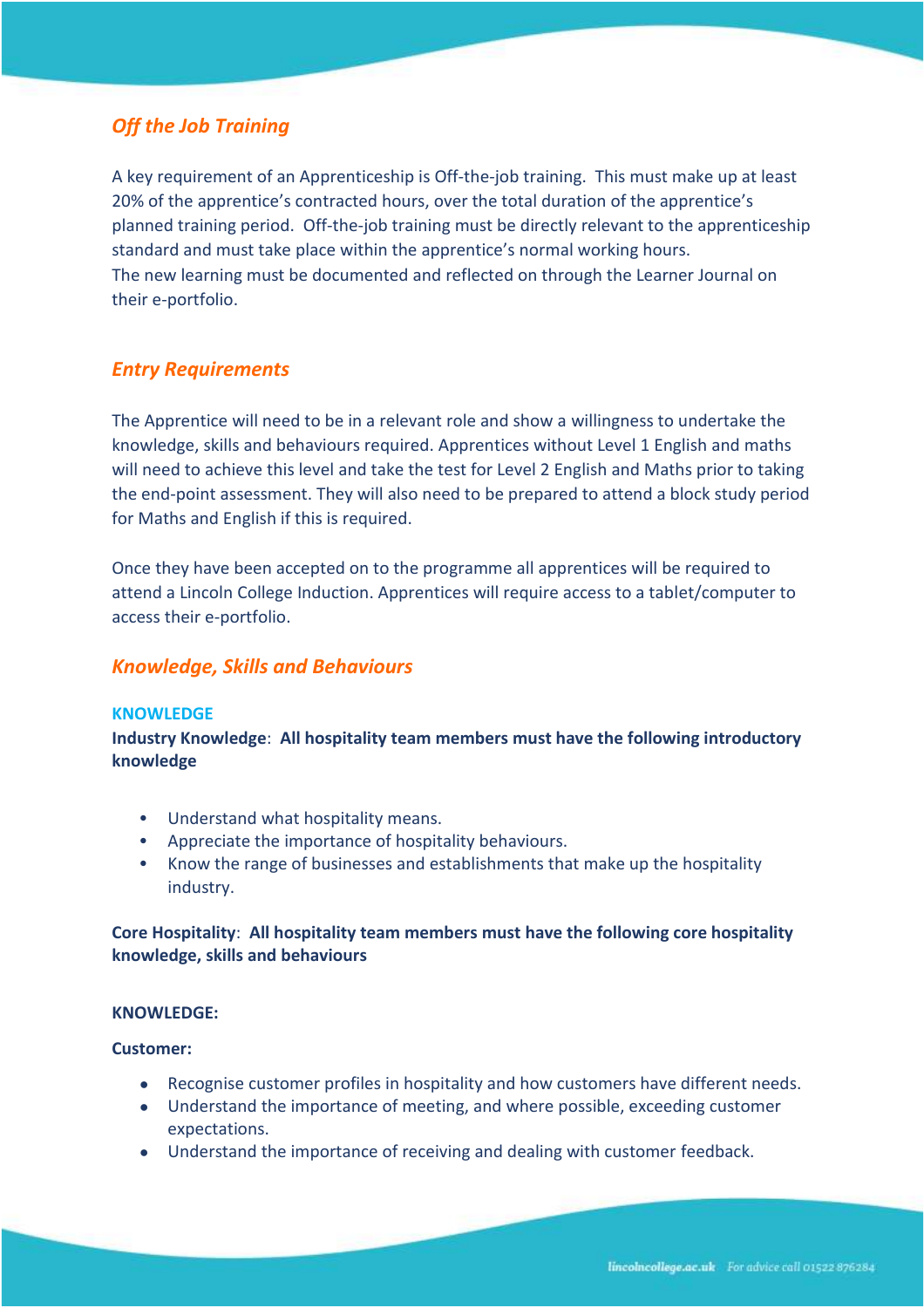## *Off the Job Training*

A key requirement of an Apprenticeship is Off-the-job training. This must make up at least 20% of the apprentice's contracted hours, over the total duration of the apprentice's planned training period. Off-the-job training must be directly relevant to the apprenticeship standard and must take place within the apprentice's normal working hours.
The new learning must be documented and reflected on through the Learner Journal on their e-portfolio.

## *Entry Requirements*

The Apprentice will need to be in a relevant role and show a willingness to undertake the knowledge, skills and behaviours required. Apprentices without Level 1 English and maths will need to achieve this level and take the test for Level 2 English and Maths prior to taking the end-point assessment. They will also need to be prepared to attend a block study period for Maths and English if this is required.

Once they have been accepted on to the programme all apprentices will be required to attend a Lincoln College Induction. Apprentices will require access to a tablet/computer to access their e-portfolio.

## *Knowledge, Skills and Behaviours*

### KNOWLEDGE

**Industry Knowledge**: **All hospitality team members must have the following introductory knowledge**

- Understand what hospitality means.
- Appreciate the importance of hospitality behaviours.
- Know the range of businesses and establishments that make up the hospitality industry.

**Core Hospitality**: **All hospitality team members must have the following core hospitality knowledge, skills and behaviours**

**KNOWLEDGE:**

**Customer:**

- Recognise customer profiles in hospitality and how customers have different needs.
- Understand the importance of meeting, and where possible, exceeding customer expectations.
- Understand the importance of receiving and dealing with customer feedback.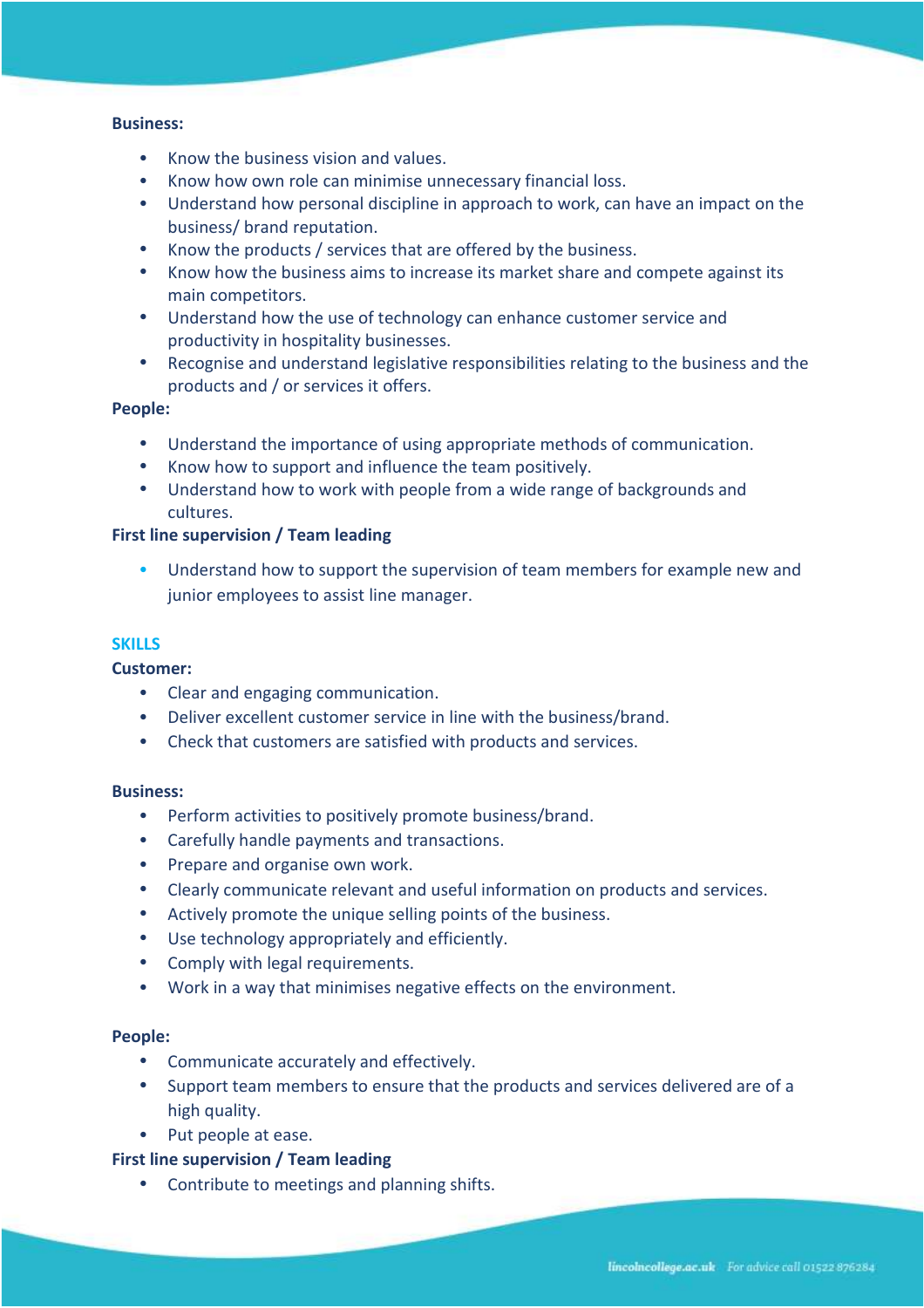**Business:**

- Know the business vision and values.
- Know how own role can minimise unnecessary financial loss.
- Understand how personal discipline in approach to work, can have an impact on the business/ brand reputation.
- Know the products / services that are offered by the business.
- Know how the business aims to increase its market share and compete against its main competitors.
- Understand how the use of technology can enhance customer service and productivity in hospitality businesses.
- Recognise and understand legislative responsibilities relating to the business and the products and / or services it offers.

**People:**

- Understand the importance of using appropriate methods of communication.
- Know how to support and influence the team positively.
- Understand how to work with people from a wide range of backgrounds and cultures.

**First line supervision / Team leading**

- Understand how to support the supervision of team members for example new and junior employees to assist line manager.

## SKILLS

**Customer:**

- Clear and engaging communication.
- Deliver excellent customer service in line with the business/brand.
- Check that customers are satisfied with products and services.

**Business:**

- Perform activities to positively promote business/brand.
- Carefully handle payments and transactions.
- Prepare and organise own work.
- Clearly communicate relevant and useful information on products and services.
- Actively promote the unique selling points of the business.
- Use technology appropriately and efficiently.
- Comply with legal requirements.
- Work in a way that minimises negative effects on the environment.

**People:**

- Communicate accurately and effectively.
- Support team members to ensure that the products and services delivered are of a high quality.
- Put people at ease.

**First line supervision / Team leading**

- Contribute to meetings and planning shifts.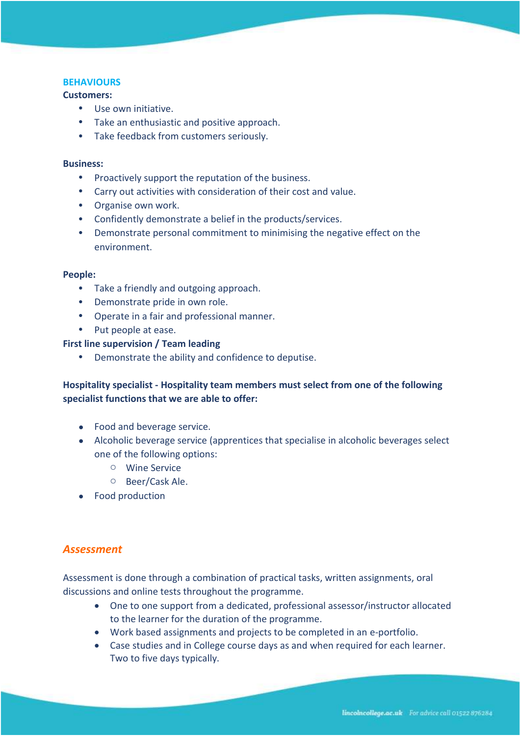## BEHAVIOURS

**Customers:**

- Use own initiative.
- Take an enthusiastic and positive approach.
- Take feedback from customers seriously.

**Business:**

- Proactively support the reputation of the business.
- Carry out activities with consideration of their cost and value.
- Organise own work.
- Confidently demonstrate a belief in the products/services.
- Demonstrate personal commitment to minimising the negative effect on the environment.

**People:**

- Take a friendly and outgoing approach.
- Demonstrate pride in own role.
- Operate in a fair and professional manner.
- Put people at ease.

**First line supervision / Team leading**

- Demonstrate the ability and confidence to deputise.

**Hospitality specialist - Hospitality team members must select from one of the following specialist functions that we are able to offer:**

- Food and beverage service.
- Alcoholic beverage service (apprentices that specialise in alcoholic beverages select one of the following options:
  - Wine Service
  - Beer/Cask Ale.
- Food production

## *Assessment*

Assessment is done through a combination of practical tasks, written assignments, oral discussions and online tests throughout the programme.

- One to one support from a dedicated, professional assessor/instructor allocated to the learner for the duration of the programme.
- Work based assignments and projects to be completed in an e-portfolio.
- Case studies and in College course days as and when required for each learner. Two to five days typically.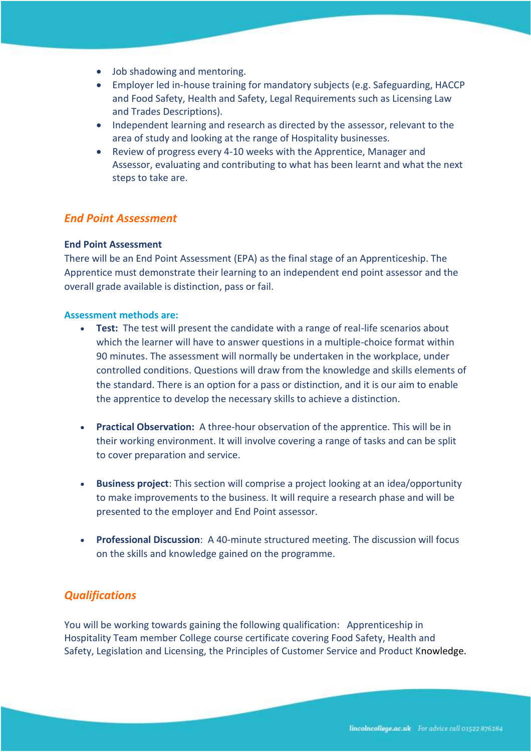- Job shadowing and mentoring.
- Employer led in-house training for mandatory subjects (e.g. Safeguarding, HACCP and Food Safety, Health and Safety, Legal Requirements such as Licensing Law and Trades Descriptions).
- Independent learning and research as directed by the assessor, relevant to the area of study and looking at the range of Hospitality businesses.
- Review of progress every 4-10 weeks with the Apprentice, Manager and Assessor, evaluating and contributing to what has been learnt and what the next steps to take are.

## *End Point Assessment*

**End Point Assessment**

There will be an End Point Assessment (EPA) as the final stage of an Apprenticeship. The Apprentice must demonstrate their learning to an independent end point assessor and the overall grade available is distinction, pass or fail.

**Assessment methods are:**

- **Test:** The test will present the candidate with a range of real-life scenarios about which the learner will have to answer questions in a multiple-choice format within 90 minutes. The assessment will normally be undertaken in the workplace, under controlled conditions. Questions will draw from the knowledge and skills elements of the standard. There is an option for a pass or distinction, and it is our aim to enable the apprentice to develop the necessary skills to achieve a distinction.

- **Practical Observation:** A three-hour observation of the apprentice. This will be in their working environment. It will involve covering a range of tasks and can be split to cover preparation and service.

- **Business project**: This section will comprise a project looking at an idea/opportunity to make improvements to the business. It will require a research phase and will be presented to the employer and End Point assessor.

- **Professional Discussion**: A 40-minute structured meeting. The discussion will focus on the skills and knowledge gained on the programme.

## *Qualifications*

You will be working towards gaining the following qualification: Apprenticeship in Hospitality Team member College course certificate covering Food Safety, Health and Safety, Legislation and Licensing, the Principles of Customer Service and Product Knowledge.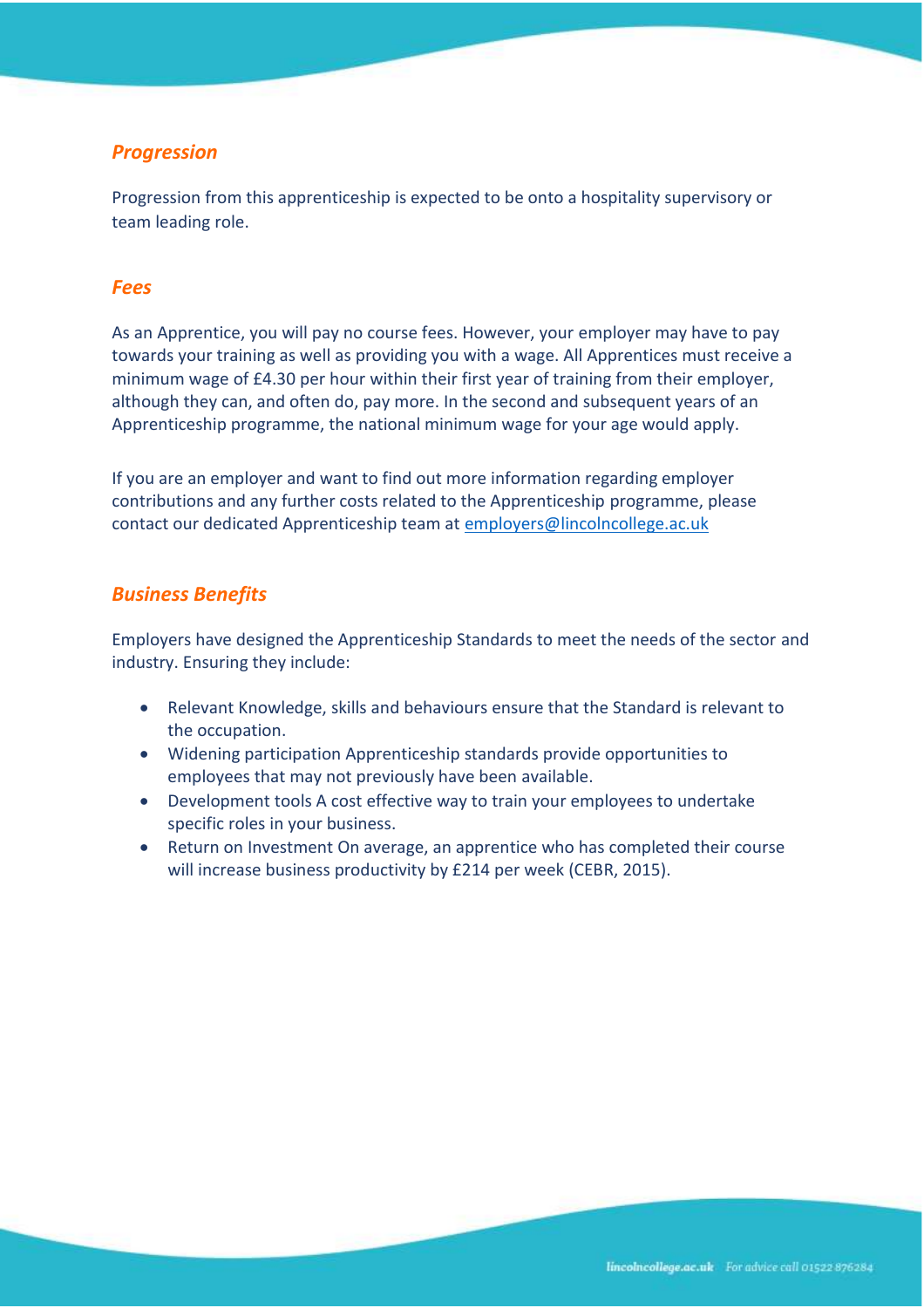### *Progression*

Progression from this apprenticeship is expected to be onto a hospitality supervisory or team leading role.

### *Fees*

As an Apprentice, you will pay no course fees. However, your employer may have to pay towards your training as well as providing you with a wage. All Apprentices must receive a minimum wage of £4.30 per hour within their first year of training from their employer, although they can, and often do, pay more. In the second and subsequent years of an Apprenticeship programme, the national minimum wage for your age would apply.

If you are an employer and want to find out more information regarding employer contributions and any further costs related to the Apprenticeship programme, please contact our dedicated Apprenticeship team at employers@lincolncollege.ac.uk

### *Business Benefits*

Employers have designed the Apprenticeship Standards to meet the needs of the sector and industry. Ensuring they include:

- Relevant Knowledge, skills and behaviours ensure that the Standard is relevant to the occupation.
- Widening participation Apprenticeship standards provide opportunities to employees that may not previously have been available.
- Development tools A cost effective way to train your employees to undertake specific roles in your business.
- Return on Investment On average, an apprentice who has completed their course will increase business productivity by £214 per week (CEBR, 2015).